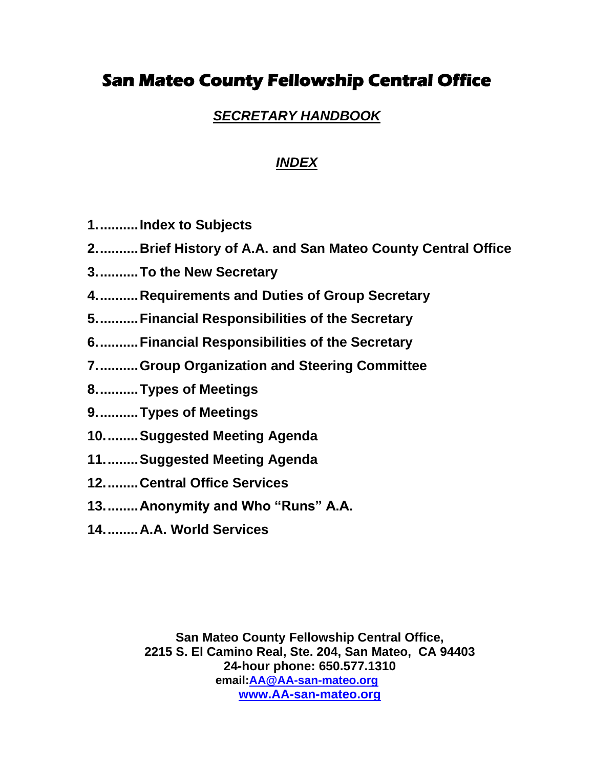# San Mateo County Fellowship Central Office

## ***SECRETARY HANDBOOK***

### ***INDEX***

**1..........Index to Subjects**

**2..........Brief History of A.A. and San Mateo County Central Office**

**3..........To the New Secretary**

**4..........Requirements and Duties of Group Secretary**

**5..........Financial Responsibilities of the Secretary**

**6..........Financial Responsibilities of the Secretary**

**7..........Group Organization and Steering Committee**

**8..........Types of Meetings**

**9..........Types of Meetings**

**10........Suggested Meeting Agenda**

**11........Suggested Meeting Agenda**

**12........Central Office Services**

**13........Anonymity and Who "Runs" A.A.**

**14........A.A. World Services**

**San Mateo County Fellowship Central Office,**
**2215 S. El Camino Real, Ste. 204, San Mateo, CA 94403**
**24-hour phone: 650.577.1310**
**email:AA@AA-san-mateo.org**
**www.AA-san-mateo.org**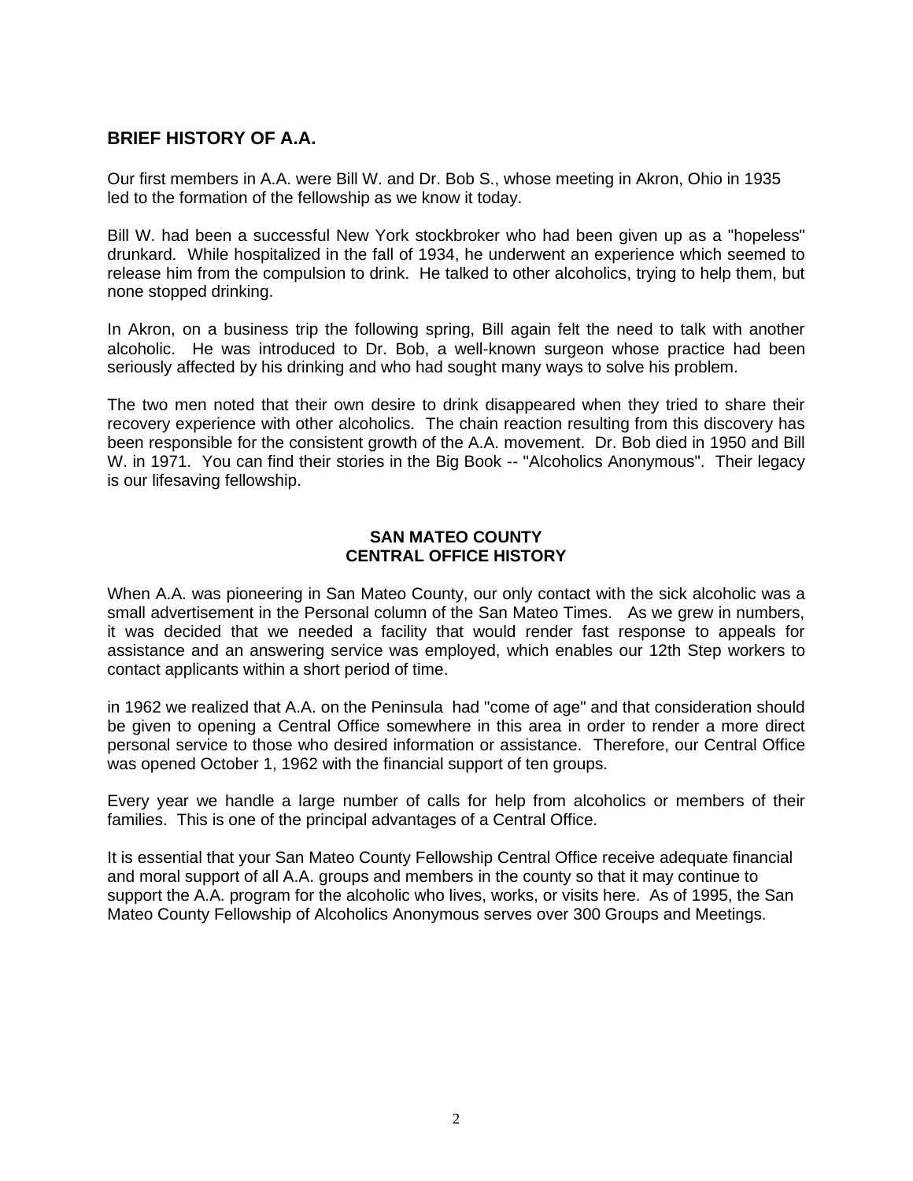## BRIEF HISTORY OF A.A.

Our first members in A.A. were Bill W. and Dr. Bob S., whose meeting in Akron, Ohio in 1935 led to the formation of the fellowship as we know it today.

Bill W. had been a successful New York stockbroker who had been given up as a "hopeless" drunkard. While hospitalized in the fall of 1934, he underwent an experience which seemed to release him from the compulsion to drink. He talked to other alcoholics, trying to help them, but none stopped drinking.

In Akron, on a business trip the following spring, Bill again felt the need to talk with another alcoholic. He was introduced to Dr. Bob, a well-known surgeon whose practice had been seriously affected by his drinking and who had sought many ways to solve his problem.

The two men noted that their own desire to drink disappeared when they tried to share their recovery experience with other alcoholics. The chain reaction resulting from this discovery has been responsible for the consistent growth of the A.A. movement. Dr. Bob died in 1950 and Bill W. in 1971. You can find their stories in the Big Book -- "Alcoholics Anonymous". Their legacy is our lifesaving fellowship.

### SAN MATEO COUNTY CENTRAL OFFICE HISTORY

When A.A. was pioneering in San Mateo County, our only contact with the sick alcoholic was a small advertisement in the Personal column of the San Mateo Times. As we grew in numbers, it was decided that we needed a facility that would render fast response to appeals for assistance and an answering service was employed, which enables our 12th Step workers to contact applicants within a short period of time.

in 1962 we realized that A.A. on the Peninsula had "come of age" and that consideration should be given to opening a Central Office somewhere in this area in order to render a more direct personal service to those who desired information or assistance. Therefore, our Central Office was opened October 1, 1962 with the financial support of ten groups.

Every year we handle a large number of calls for help from alcoholics or members of their families. This is one of the principal advantages of a Central Office.

It is essential that your San Mateo County Fellowship Central Office receive adequate financial and moral support of all A.A. groups and members in the county so that it may continue to support the A.A. program for the alcoholic who lives, works, or visits here. As of 1995, the San Mateo County Fellowship of Alcoholics Anonymous serves over 300 Groups and Meetings.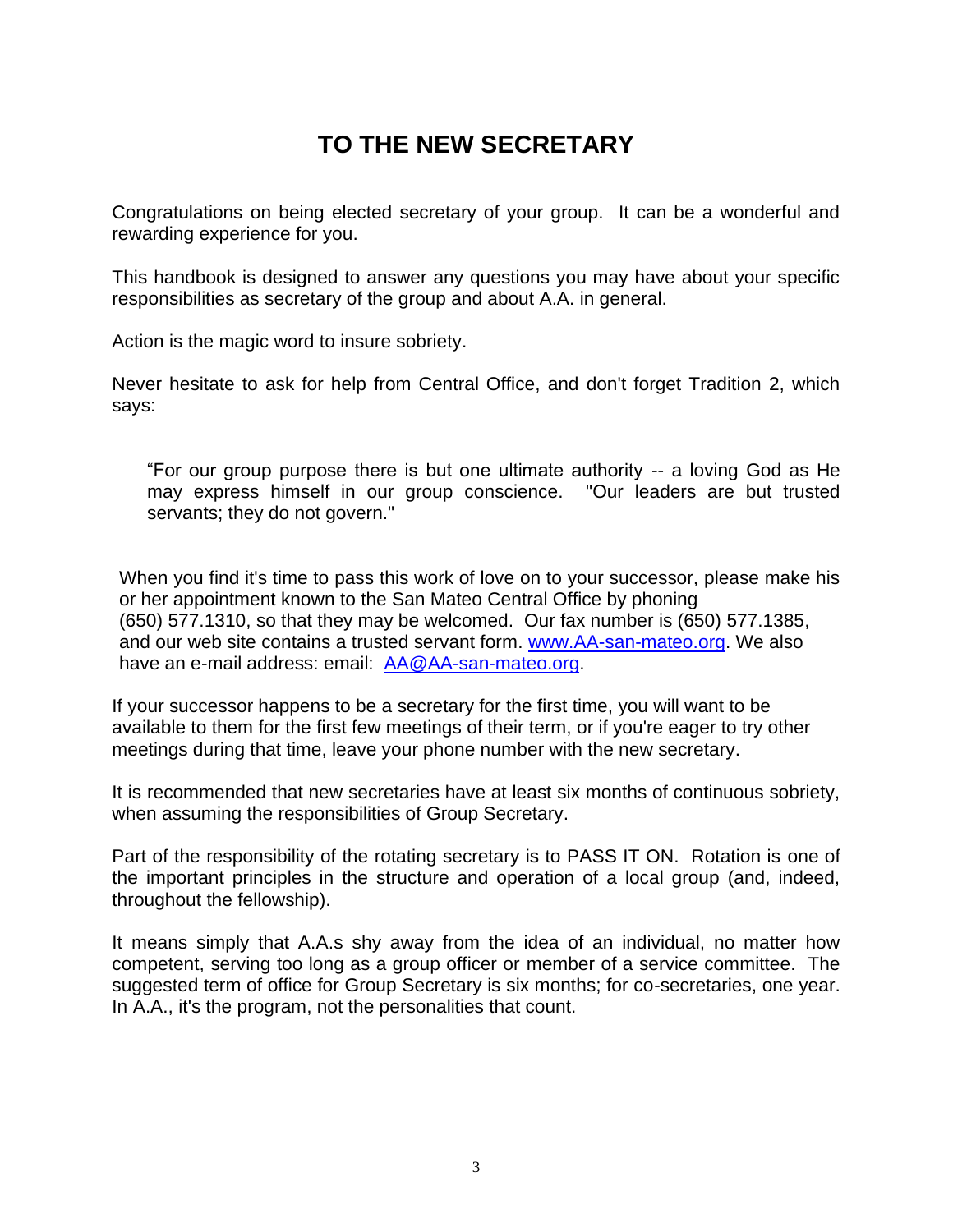# TO THE NEW SECRETARY

Congratulations on being elected secretary of your group. It can be a wonderful and rewarding experience for you.

This handbook is designed to answer any questions you may have about your specific responsibilities as secretary of the group and about A.A. in general.

Action is the magic word to insure sobriety.

Never hesitate to ask for help from Central Office, and don't forget Tradition 2, which says:

> "For our group purpose there is but one ultimate authority -- a loving God as He may express himself in our group conscience. "Our leaders are but trusted servants; they do not govern."

When you find it's time to pass this work of love on to your successor, please make his or her appointment known to the San Mateo Central Office by phoning (650) 577.1310, so that they may be welcomed. Our fax number is (650) 577.1385, and our web site contains a trusted servant form. [www.AA-san-mateo.org](http://www.AA-san-mateo.org). We also have an e-mail address: email: [AA@AA-san-mateo.org](mailto:AA@AA-san-mateo.org).

If your successor happens to be a secretary for the first time, you will want to be available to them for the first few meetings of their term, or if you're eager to try other meetings during that time, leave your phone number with the new secretary.

It is recommended that new secretaries have at least six months of continuous sobriety, when assuming the responsibilities of Group Secretary.

Part of the responsibility of the rotating secretary is to PASS IT ON. Rotation is one of the important principles in the structure and operation of a local group (and, indeed, throughout the fellowship).

It means simply that A.A.s shy away from the idea of an individual, no matter how competent, serving too long as a group officer or member of a service committee. The suggested term of office for Group Secretary is six months; for co-secretaries, one year. In A.A., it's the program, not the personalities that count.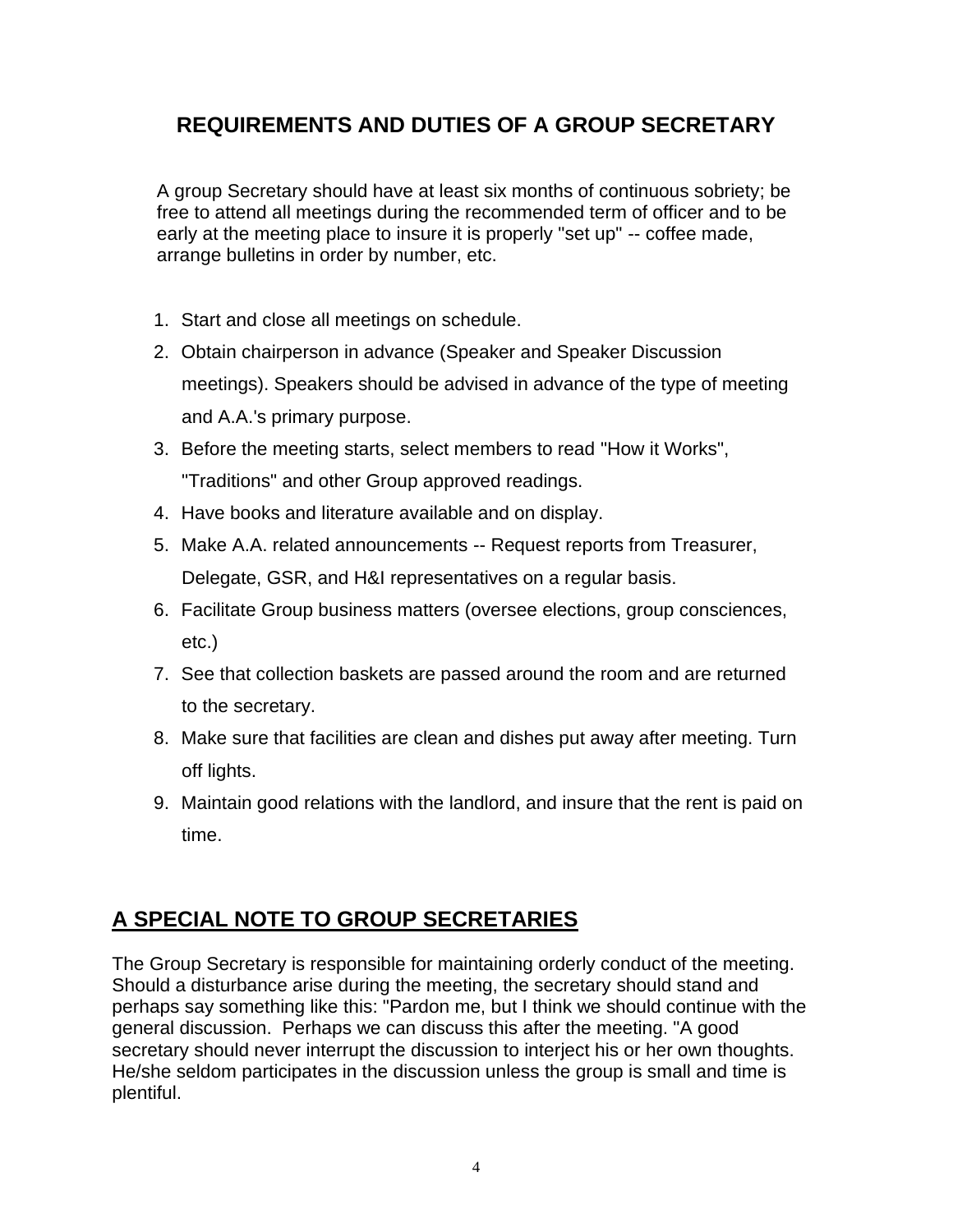## REQUIREMENTS AND DUTIES OF A GROUP SECRETARY

A group Secretary should have at least six months of continuous sobriety; be free to attend all meetings during the recommended term of officer and to be early at the meeting place to insure it is properly "set up" -- coffee made, arrange bulletins in order by number, etc.

1. Start and close all meetings on schedule.
2. Obtain chairperson in advance (Speaker and Speaker Discussion meetings). Speakers should be advised in advance of the type of meeting and A.A.'s primary purpose.
3. Before the meeting starts, select members to read "How it Works", "Traditions" and other Group approved readings.
4. Have books and literature available and on display.
5. Make A.A. related announcements -- Request reports from Treasurer, Delegate, GSR, and H&I representatives on a regular basis.
6. Facilitate Group business matters (oversee elections, group consciences, etc.)
7. See that collection baskets are passed around the room and are returned to the secretary.
8. Make sure that facilities are clean and dishes put away after meeting. Turn off lights.
9. Maintain good relations with the landlord, and insure that the rent is paid on time.

## A SPECIAL NOTE TO GROUP SECRETARIES

The Group Secretary is responsible for maintaining orderly conduct of the meeting. Should a disturbance arise during the meeting, the secretary should stand and perhaps say something like this: "Pardon me, but I think we should continue with the general discussion. Perhaps we can discuss this after the meeting. "A good secretary should never interrupt the discussion to interject his or her own thoughts. He/she seldom participates in the discussion unless the group is small and time is plentiful.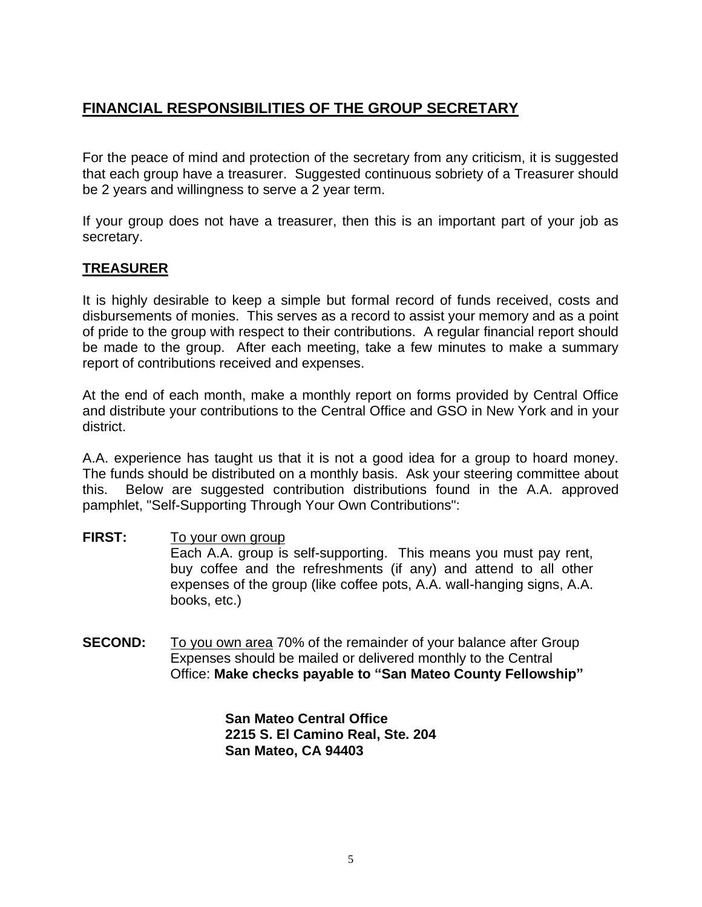## FINANCIAL RESPONSIBILITIES OF THE GROUP SECRETARY

For the peace of mind and protection of the secretary from any criticism, it is suggested that each group have a treasurer. Suggested continuous sobriety of a Treasurer should be 2 years and willingness to serve a 2 year term.

If your group does not have a treasurer, then this is an important part of your job as secretary.

### TREASURER

It is highly desirable to keep a simple but formal record of funds received, costs and disbursements of monies. This serves as a record to assist your memory and as a point of pride to the group with respect to their contributions. A regular financial report should be made to the group. After each meeting, take a few minutes to make a summary report of contributions received and expenses.

At the end of each month, make a monthly report on forms provided by Central Office and distribute your contributions to the Central Office and GSO in New York and in your district.

A.A. experience has taught us that it is not a good idea for a group to hoard money. The funds should be distributed on a monthly basis. Ask your steering committee about this. Below are suggested contribution distributions found in the A.A. approved pamphlet, "Self-Supporting Through Your Own Contributions":

**FIRST:** To your own group
Each A.A. group is self-supporting. This means you must pay rent, buy coffee and the refreshments (if any) and attend to all other expenses of the group (like coffee pots, A.A. wall-hanging signs, A.A. books, etc.)

**SECOND:** To you own area 70% of the remainder of your balance after Group Expenses should be mailed or delivered monthly to the Central Office: **Make checks payable to "San Mateo County Fellowship"**

**San Mateo Central Office**
**2215 S. El Camino Real, Ste. 204**
**San Mateo, CA 94403**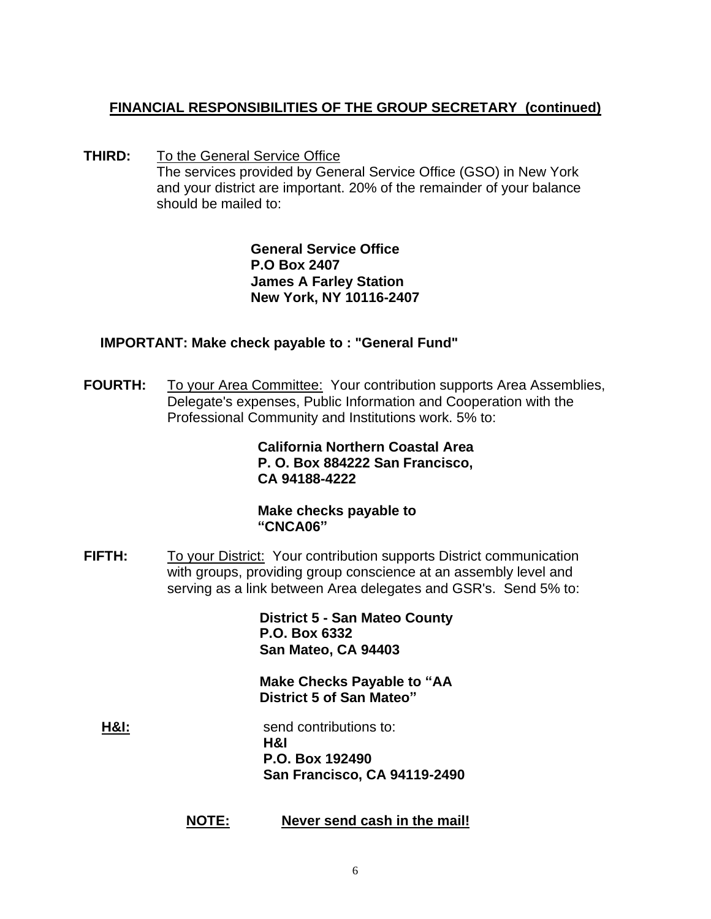## FINANCIAL RESPONSIBILITIES OF THE GROUP SECRETARY (continued)

**THIRD:** To the General Service Office
The services provided by General Service Office (GSO) in New York and your district are important. 20% of the remainder of your balance should be mailed to:

**General Service Office**
**P.O Box 2407**
**James A Farley Station**
**New York, NY 10116-2407**

**IMPORTANT: Make check payable to : "General Fund"**

**FOURTH:** To your Area Committee: Your contribution supports Area Assemblies, Delegate's expenses, Public Information and Cooperation with the Professional Community and Institutions work. 5% to:

**California Northern Coastal Area**
**P. O. Box 884222 San Francisco,**
**CA 94188-4222**

**Make checks payable to "CNCA06"**

**FIFTH:** To your District: Your contribution supports District communication with groups, providing group conscience at an assembly level and serving as a link between Area delegates and GSR's. Send 5% to:

**District 5 - San Mateo County**
**P.O. Box 6332**
**San Mateo, CA 94403**

**Make Checks Payable to "AA District 5 of San Mateo"**

**H&I:** send contributions to:
**H&I**
**P.O. Box 192490**
**San Francisco, CA 94119-2490**

**NOTE: Never send cash in the mail!**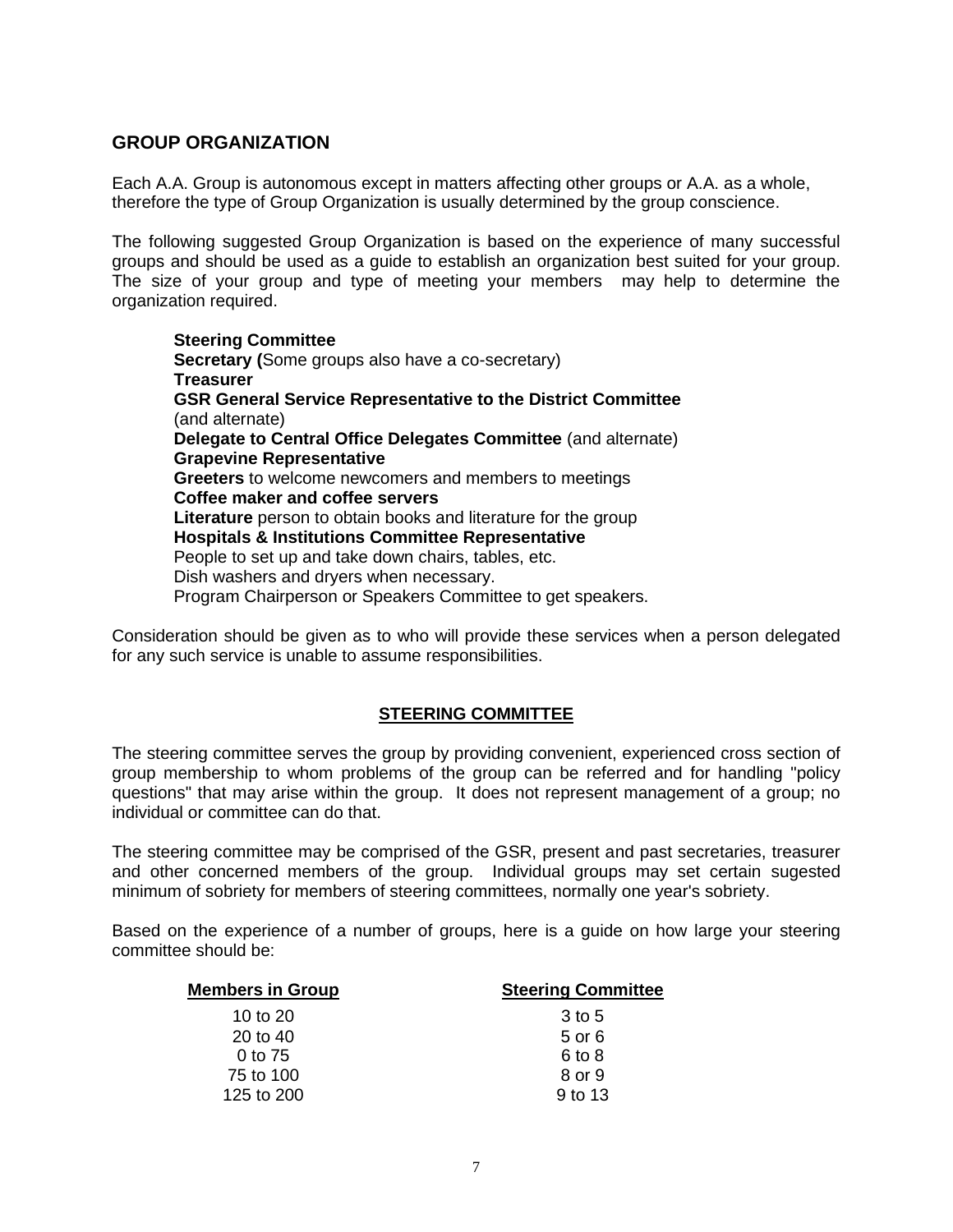## GROUP ORGANIZATION

Each A.A. Group is autonomous except in matters affecting other groups or A.A. as a whole, therefore the type of Group Organization is usually determined by the group conscience.

The following suggested Group Organization is based on the experience of many successful groups and should be used as a guide to establish an organization best suited for your group. The size of your group and type of meeting your members may help to determine the organization required.

**Steering Committee**
**Secretary (**Some groups also have a co-secretary)
**Treasurer**
**GSR General Service Representative to the District Committee** (and alternate)
**Delegate to Central Office Delegates Committee** (and alternate)
**Grapevine Representative**
**Greeters** to welcome newcomers and members to meetings
**Coffee maker and coffee servers**
**Literature** person to obtain books and literature for the group
**Hospitals & Institutions Committee Representative**
People to set up and take down chairs, tables, etc.
Dish washers and dryers when necessary.
Program Chairperson or Speakers Committee to get speakers.

Consideration should be given as to who will provide these services when a person delegated for any such service is unable to assume responsibilities.

### STEERING COMMITTEE

The steering committee serves the group by providing convenient, experienced cross section of group membership to whom problems of the group can be referred and for handling "policy questions" that may arise within the group. It does not represent management of a group; no individual or committee can do that.

The steering committee may be comprised of the GSR, present and past secretaries, treasurer and other concerned members of the group. Individual groups may set certain sugested minimum of sobriety for members of steering committees, normally one year's sobriety.

Based on the experience of a number of groups, here is a guide on how large your steering committee should be:

| Members in Group | Steering Committee |
|---|---|
| 10 to 20 | 3 to 5 |
| 20 to 40 | 5 or 6 |
| 0 to 75 | 6 to 8 |
| 75 to 100 | 8 or 9 |
| 125 to 200 | 9 to 13 |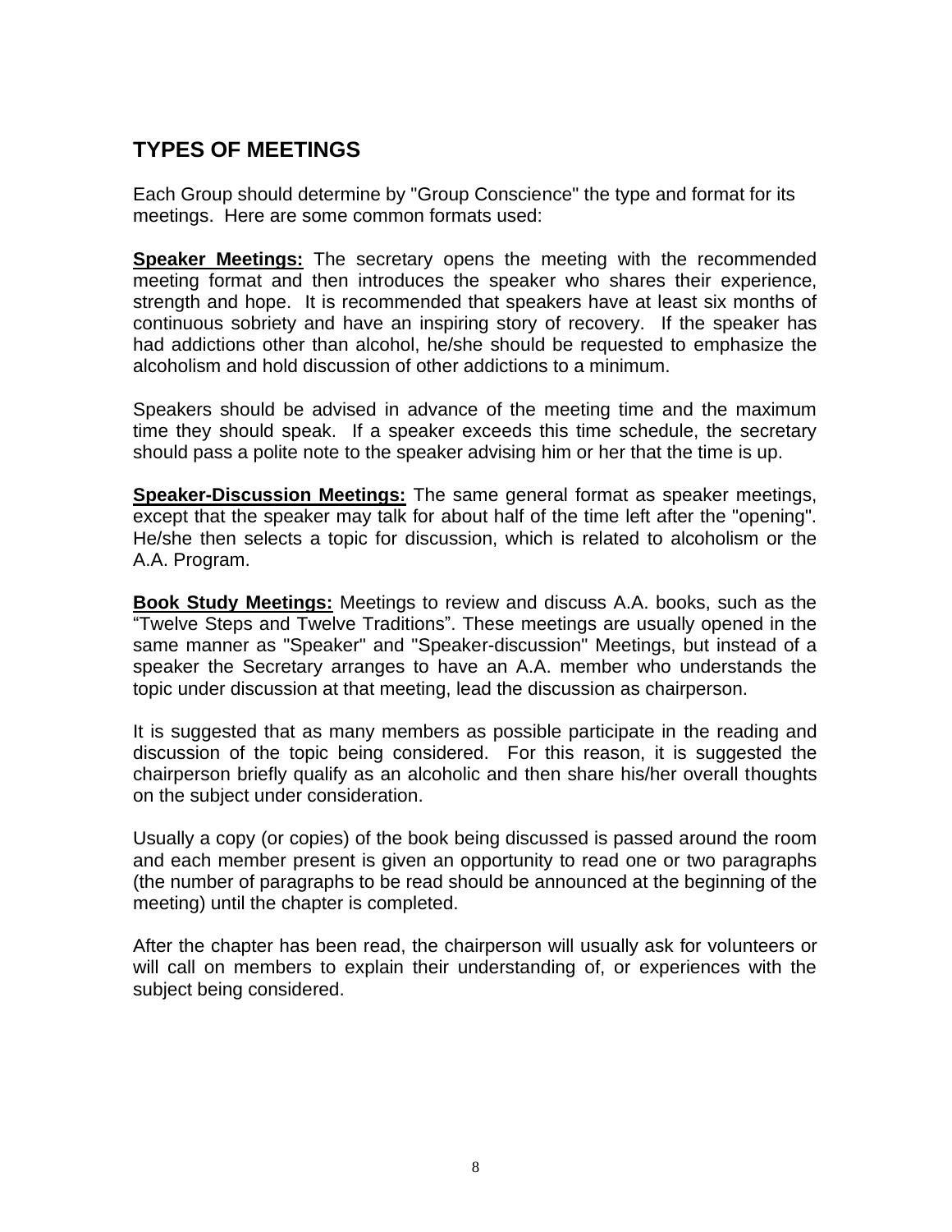## TYPES OF MEETINGS

Each Group should determine by "Group Conscience" the type and format for its meetings. Here are some common formats used:

**Speaker Meetings:** The secretary opens the meeting with the recommended meeting format and then introduces the speaker who shares their experience, strength and hope. It is recommended that speakers have at least six months of continuous sobriety and have an inspiring story of recovery. If the speaker has had addictions other than alcohol, he/she should be requested to emphasize the alcoholism and hold discussion of other addictions to a minimum.

Speakers should be advised in advance of the meeting time and the maximum time they should speak. If a speaker exceeds this time schedule, the secretary should pass a polite note to the speaker advising him or her that the time is up.

**Speaker-Discussion Meetings:** The same general format as speaker meetings, except that the speaker may talk for about half of the time left after the "opening". He/she then selects a topic for discussion, which is related to alcoholism or the A.A. Program.

**Book Study Meetings:** Meetings to review and discuss A.A. books, such as the "Twelve Steps and Twelve Traditions". These meetings are usually opened in the same manner as "Speaker" and "Speaker-discussion" Meetings, but instead of a speaker the Secretary arranges to have an A.A. member who understands the topic under discussion at that meeting, lead the discussion as chairperson.

It is suggested that as many members as possible participate in the reading and discussion of the topic being considered. For this reason, it is suggested the chairperson briefly qualify as an alcoholic and then share his/her overall thoughts on the subject under consideration.

Usually a copy (or copies) of the book being discussed is passed around the room and each member present is given an opportunity to read one or two paragraphs (the number of paragraphs to be read should be announced at the beginning of the meeting) until the chapter is completed.

After the chapter has been read, the chairperson will usually ask for volunteers or will call on members to explain their understanding of, or experiences with the subject being considered.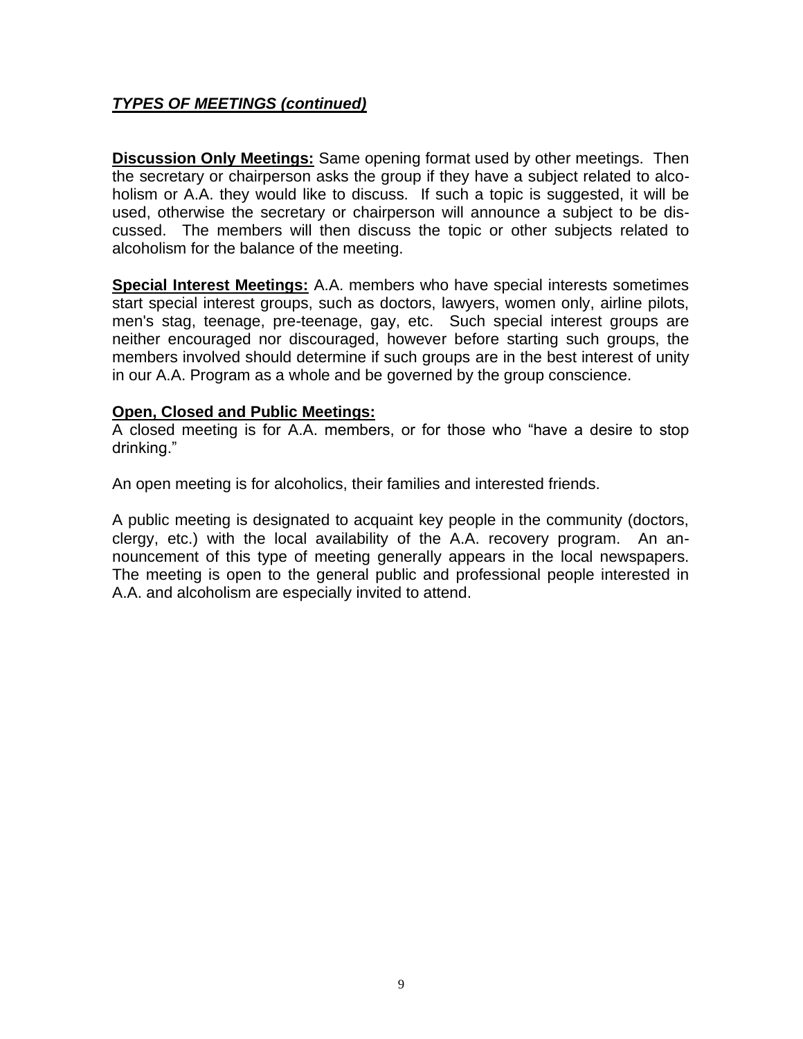***TYPES OF MEETINGS (continued)***

**Discussion Only Meetings:** Same opening format used by other meetings. Then the secretary or chairperson asks the group if they have a subject related to alcoholism or A.A. they would like to discuss. If such a topic is suggested, it will be used, otherwise the secretary or chairperson will announce a subject to be discussed. The members will then discuss the topic or other subjects related to alcoholism for the balance of the meeting.

**Special Interest Meetings:** A.A. members who have special interests sometimes start special interest groups, such as doctors, lawyers, women only, airline pilots, men's stag, teenage, pre-teenage, gay, etc. Such special interest groups are neither encouraged nor discouraged, however before starting such groups, the members involved should determine if such groups are in the best interest of unity in our A.A. Program as a whole and be governed by the group conscience.

**Open, Closed and Public Meetings:**

A closed meeting is for A.A. members, or for those who "have a desire to stop drinking."

An open meeting is for alcoholics, their families and interested friends.

A public meeting is designated to acquaint key people in the community (doctors, clergy, etc.) with the local availability of the A.A. recovery program. An announcement of this type of meeting generally appears in the local newspapers. The meeting is open to the general public and professional people interested in A.A. and alcoholism are especially invited to attend.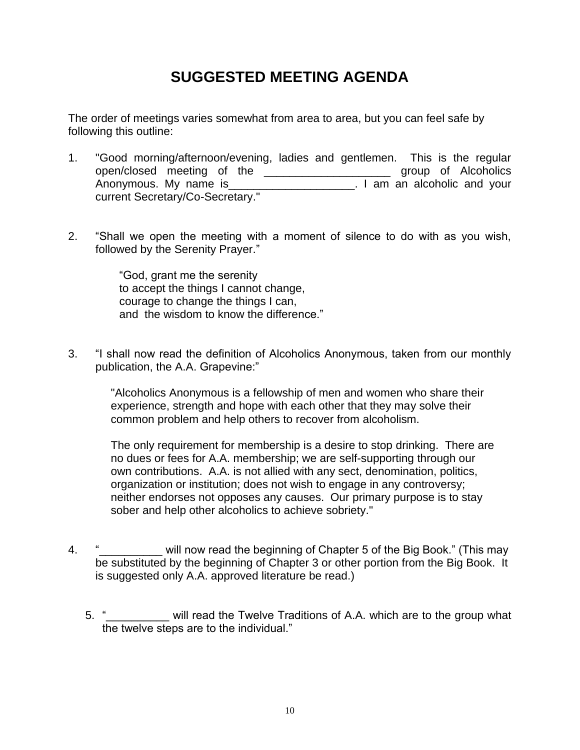# SUGGESTED MEETING AGENDA

The order of meetings varies somewhat from area to area, but you can feel safe by following this outline:

1. "Good morning/afternoon/evening, ladies and gentlemen. This is the regular open/closed meeting of the ____________________ group of Alcoholics Anonymous. My name is____________________. I am an alcoholic and your current Secretary/Co-Secretary."

2. "Shall we open the meeting with a moment of silence to do with as you wish, followed by the Serenity Prayer."

   "God, grant me the serenity
   to accept the things I cannot change,
   courage to change the things I can,
   and the wisdom to know the difference."

3. "I shall now read the definition of Alcoholics Anonymous, taken from our monthly publication, the A.A. Grapevine:"

   "Alcoholics Anonymous is a fellowship of men and women who share their experience, strength and hope with each other that they may solve their common problem and help others to recover from alcoholism.

   The only requirement for membership is a desire to stop drinking. There are no dues or fees for A.A. membership; we are self-supporting through our own contributions. A.A. is not allied with any sect, denomination, politics, organization or institution; does not wish to engage in any controversy; neither endorses not opposes any causes. Our primary purpose is to stay sober and help other alcoholics to achieve sobriety."

4. "__________ will now read the beginning of Chapter 5 of the Big Book." (This may be substituted by the beginning of Chapter 3 or other portion from the Big Book. It is suggested only A.A. approved literature be read.)

5. "__________ will read the Twelve Traditions of A.A. which are to the group what the twelve steps are to the individual."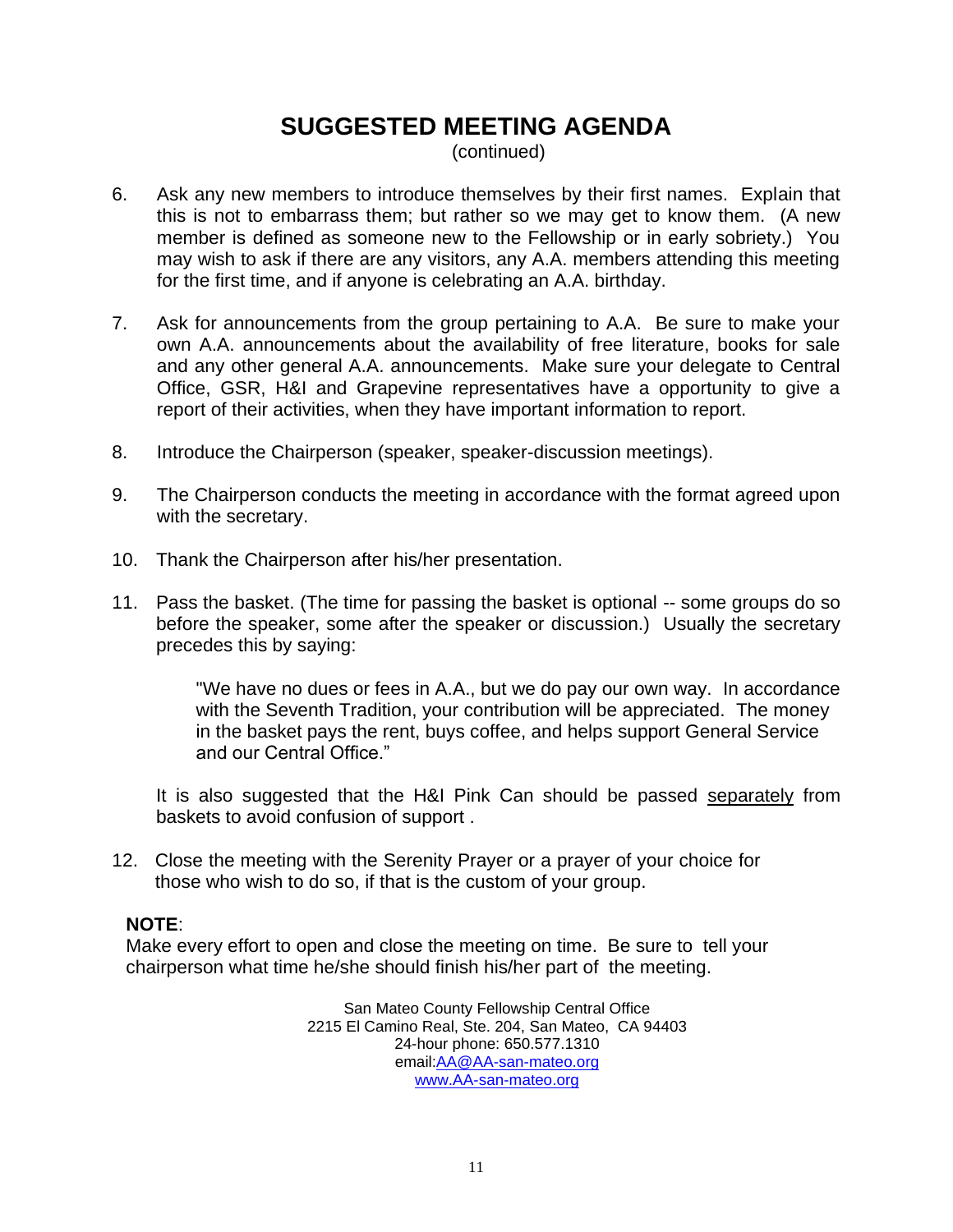# SUGGESTED MEETING AGENDA

(continued)

6. Ask any new members to introduce themselves by their first names. Explain that this is not to embarrass them; but rather so we may get to know them. (A new member is defined as someone new to the Fellowship or in early sobriety.) You may wish to ask if there are any visitors, any A.A. members attending this meeting for the first time, and if anyone is celebrating an A.A. birthday.

7. Ask for announcements from the group pertaining to A.A. Be sure to make your own A.A. announcements about the availability of free literature, books for sale and any other general A.A. announcements. Make sure your delegate to Central Office, GSR, H&I and Grapevine representatives have a opportunity to give a report of their activities, when they have important information to report.

8. Introduce the Chairperson (speaker, speaker-discussion meetings).

9. The Chairperson conducts the meeting in accordance with the format agreed upon with the secretary.

10. Thank the Chairperson after his/her presentation.

11. Pass the basket. (The time for passing the basket is optional -- some groups do so before the speaker, some after the speaker or discussion.) Usually the secretary precedes this by saying:

    "We have no dues or fees in A.A., but we do pay our own way. In accordance with the Seventh Tradition, your contribution will be appreciated. The money in the basket pays the rent, buys coffee, and helps support General Service and our Central Office."

    It is also suggested that the H&I Pink Can should be passed separately from baskets to avoid confusion of support .

12. Close the meeting with the Serenity Prayer or a prayer of your choice for those who wish to do so, if that is the custom of your group.

**NOTE**:
Make every effort to open and close the meeting on time. Be sure to tell your chairperson what time he/she should finish his/her part of the meeting.

San Mateo County Fellowship Central Office
2215 El Camino Real, Ste. 204, San Mateo, CA 94403
24-hour phone: 650.577.1310
email:AA@AA-san-mateo.org
www.AA-san-mateo.org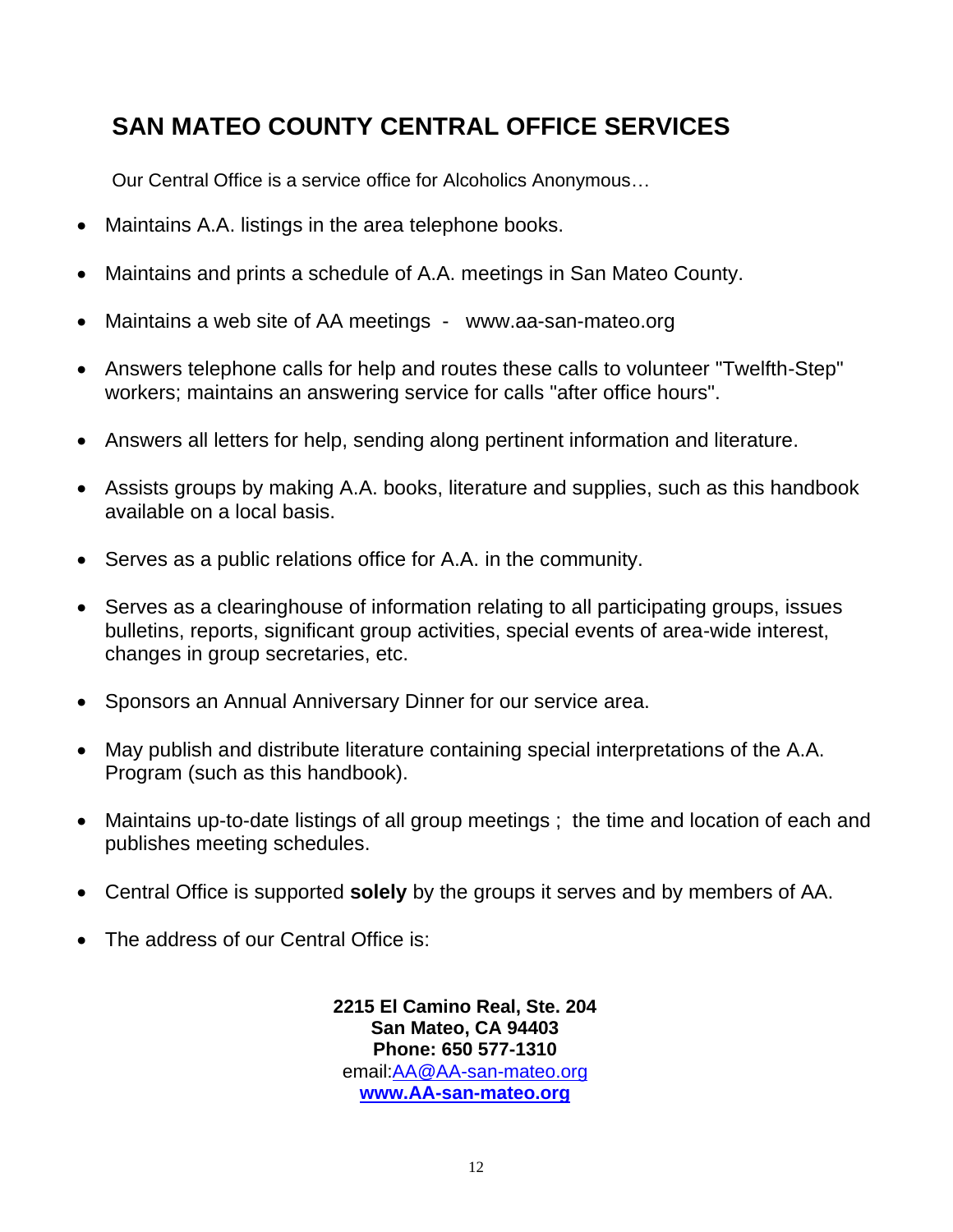# SAN MATEO COUNTY CENTRAL OFFICE SERVICES

Our Central Office is a service office for Alcoholics Anonymous…

- Maintains A.A. listings in the area telephone books.
- Maintains and prints a schedule of A.A. meetings in San Mateo County.
- Maintains a web site of AA meetings - www.aa-san-mateo.org
- Answers telephone calls for help and routes these calls to volunteer "Twelfth-Step" workers; maintains an answering service for calls "after office hours".
- Answers all letters for help, sending along pertinent information and literature.
- Assists groups by making A.A. books, literature and supplies, such as this handbook available on a local basis.
- Serves as a public relations office for A.A. in the community.
- Serves as a clearinghouse of information relating to all participating groups, issues bulletins, reports, significant group activities, special events of area-wide interest, changes in group secretaries, etc.
- Sponsors an Annual Anniversary Dinner for our service area.
- May publish and distribute literature containing special interpretations of the A.A. Program (such as this handbook).
- Maintains up-to-date listings of all group meetings ; the time and location of each and publishes meeting schedules.
- Central Office is supported **solely** by the groups it serves and by members of AA.
- The address of our Central Office is:

**2215 El Camino Real, Ste. 204**
**San Mateo, CA 94403**
**Phone: 650 577-1310**
email:AA@AA-san-mateo.org
**www.AA-san-mateo.org**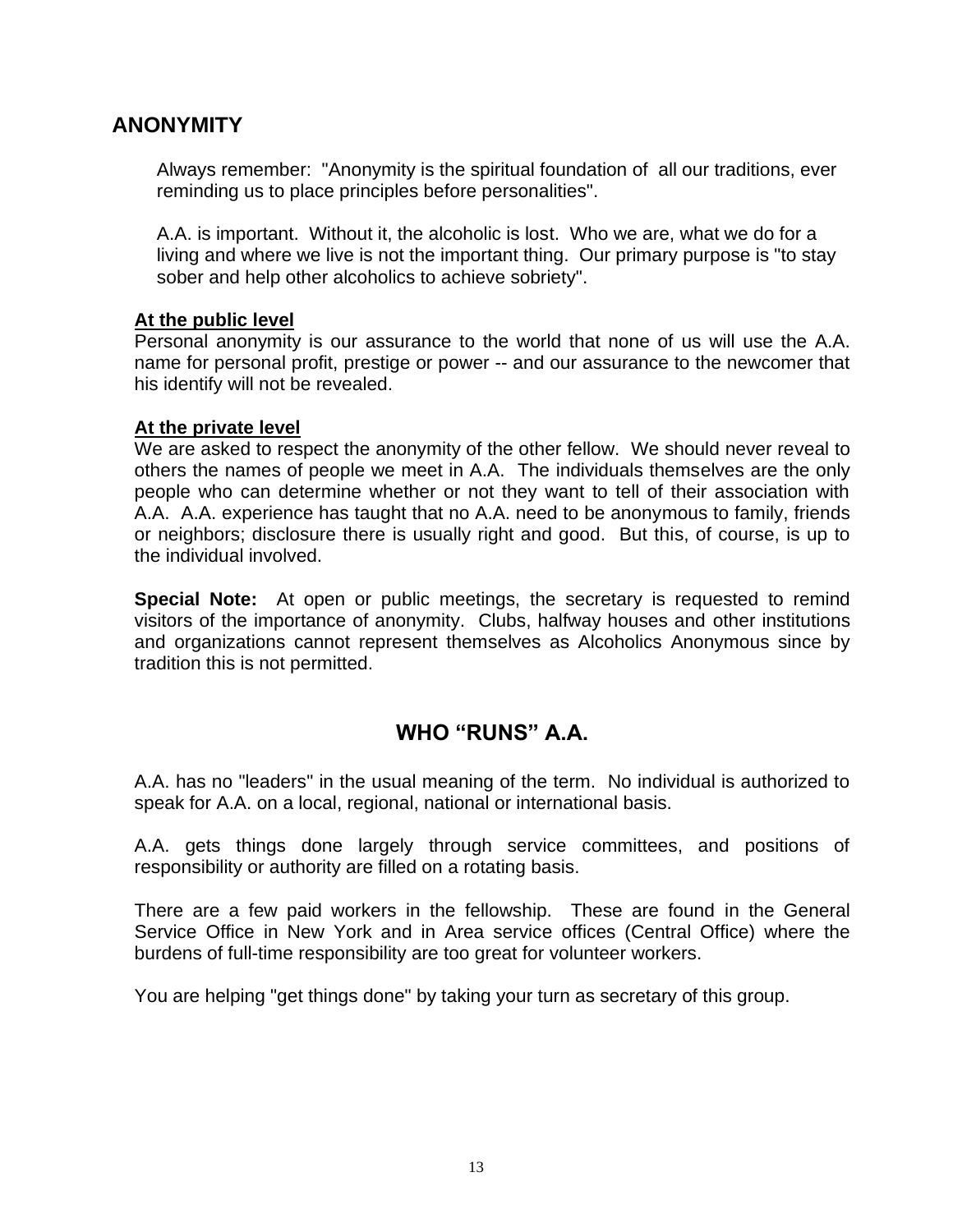## ANONYMITY

Always remember: "Anonymity is the spiritual foundation of all our traditions, ever reminding us to place principles before personalities".

A.A. is important. Without it, the alcoholic is lost. Who we are, what we do for a living and where we live is not the important thing. Our primary purpose is "to stay sober and help other alcoholics to achieve sobriety".

**At the public level**

Personal anonymity is our assurance to the world that none of us will use the A.A. name for personal profit, prestige or power -- and our assurance to the newcomer that his identify will not be revealed.

**At the private level**

We are asked to respect the anonymity of the other fellow. We should never reveal to others the names of people we meet in A.A. The individuals themselves are the only people who can determine whether or not they want to tell of their association with A.A. A.A. experience has taught that no A.A. need to be anonymous to family, friends or neighbors; disclosure there is usually right and good. But this, of course, is up to the individual involved.

**Special Note:** At open or public meetings, the secretary is requested to remind visitors of the importance of anonymity. Clubs, halfway houses and other institutions and organizations cannot represent themselves as Alcoholics Anonymous since by tradition this is not permitted.

## WHO "RUNS" A.A.

A.A. has no "leaders" in the usual meaning of the term. No individual is authorized to speak for A.A. on a local, regional, national or international basis.

A.A. gets things done largely through service committees, and positions of responsibility or authority are filled on a rotating basis.

There are a few paid workers in the fellowship. These are found in the General Service Office in New York and in Area service offices (Central Office) where the burdens of full-time responsibility are too great for volunteer workers.

You are helping "get things done" by taking your turn as secretary of this group.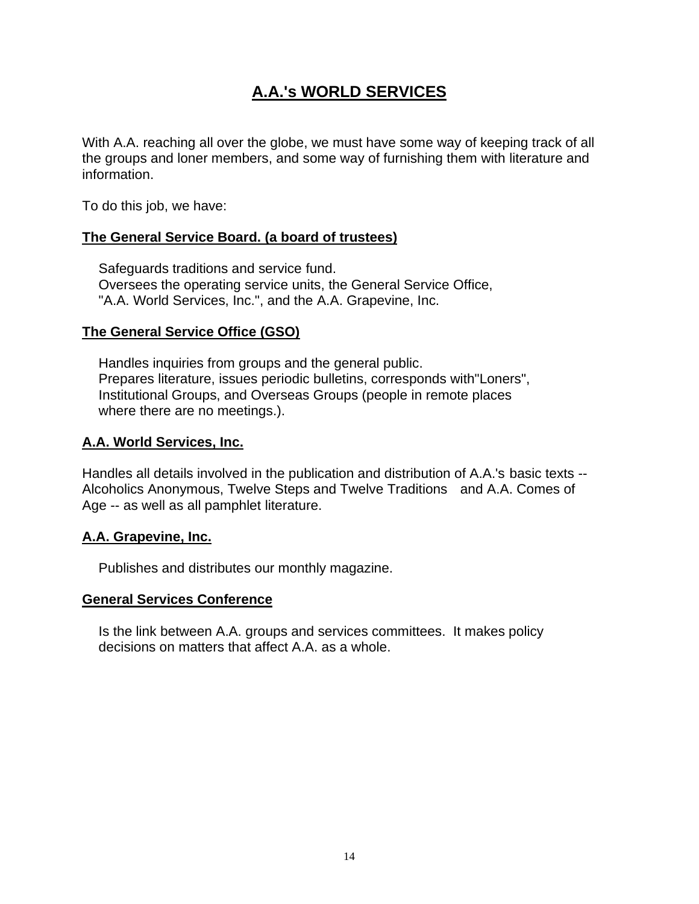# A.A.'s WORLD SERVICES

With A.A. reaching all over the globe, we must have some way of keeping track of all the groups and loner members, and some way of furnishing them with literature and information.

To do this job, we have:

**The General Service Board. (a board of trustees)**

Safeguards traditions and service fund.
Oversees the operating service units, the General Service Office, "A.A. World Services, Inc.", and the A.A. Grapevine, Inc.

**The General Service Office (GSO)**

Handles inquiries from groups and the general public.
Prepares literature, issues periodic bulletins, corresponds with"Loners", Institutional Groups, and Overseas Groups (people in remote places where there are no meetings.).

**A.A. World Services, Inc.**

Handles all details involved in the publication and distribution of A.A.'s basic texts -- Alcoholics Anonymous, Twelve Steps and Twelve Traditions and A.A. Comes of Age -- as well as all pamphlet literature.

**A.A. Grapevine, Inc.**

Publishes and distributes our monthly magazine.

**General Services Conference**

Is the link between A.A. groups and services committees. It makes policy decisions on matters that affect A.A. as a whole.